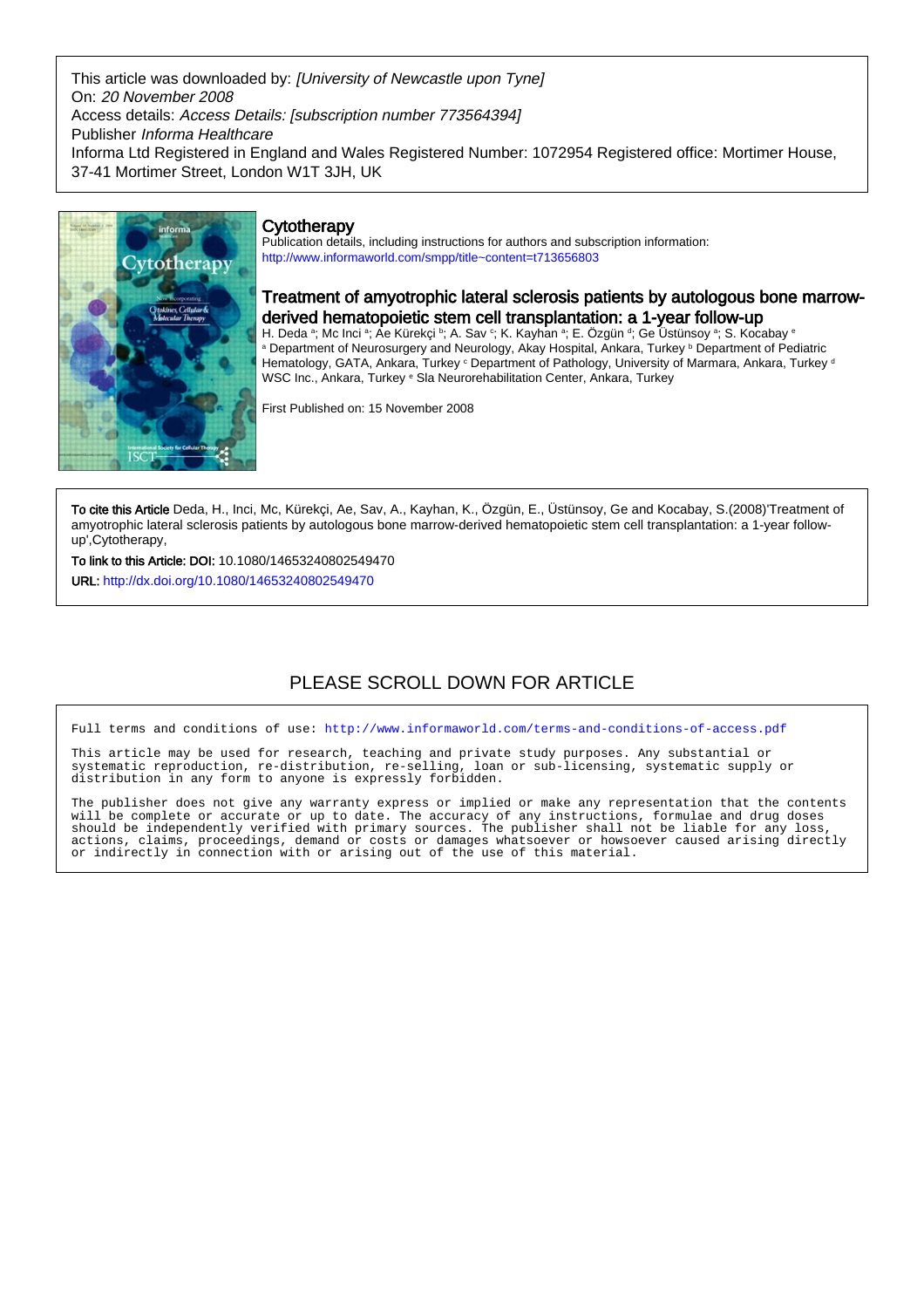This article was downloaded by: *[University of Newcastle upon Tyne]*
On: *20 November 2008*
Access details: *Access Details: [subscription number 773564394]*
Publisher *Informa Healthcare*
Informa Ltd Registered in England and Wales Registered Number: 1072954 Registered office: Mortimer House, 37-41 Mortimer Street, London W1T 3JH, UK

## Cytotherapy

Publication details, including instructions for authors and subscription information:
http://www.informaworld.com/smpp/title~content=t713656803

## Treatment of amyotrophic lateral sclerosis patients by autologous bone marrow-derived hematopoietic stem cell transplantation: a 1-year follow-up

H. Deda [a]; Mc Inci [a]; Ae Kürekçi [b]; A. Sav [c]; K. Kayhan [a]; E. Özgün [d]; Ge Üstünsoy [a]; S. Kocabay [e]

[a] Department of Neurosurgery and Neurology, Akay Hospital, Ankara, Turkey [b] Department of Pediatric Hematology, GATA, Ankara, Turkey [c] Department of Pathology, University of Marmara, Ankara, Turkey [d] WSC Inc., Ankara, Turkey [e] Sla Neurorehabilitation Center, Ankara, Turkey

First Published on: 15 November 2008

**To cite this Article** Deda, H., Inci, Mc, Kürekçi, Ae, Sav, A., Kayhan, K., Özgün, E., Üstünsoy, Ge and Kocabay, S.(2008)'Treatment of amyotrophic lateral sclerosis patients by autologous bone marrow-derived hematopoietic stem cell transplantation: a 1-year follow-up',Cytotherapy,

**To link to this Article: DOI:** 10.1080/14653240802549470

**URL:** http://dx.doi.org/10.1080/14653240802549470

PLEASE SCROLL DOWN FOR ARTICLE

Full terms and conditions of use: http://www.informaworld.com/terms-and-conditions-of-access.pdf

This article may be used for research, teaching and private study purposes. Any substantial or systematic reproduction, re-distribution, re-selling, loan or sub-licensing, systematic supply or distribution in any form to anyone is expressly forbidden.

The publisher does not give any warranty express or implied or make any representation that the contents will be complete or accurate or up to date. The accuracy of any instructions, formulae and drug doses should be independently verified with primary sources. The publisher shall not be liable for any loss, actions, claims, proceedings, demand or costs or damages whatsoever or howsoever caused arising directly or indirectly in connection with or arising out of the use of this material.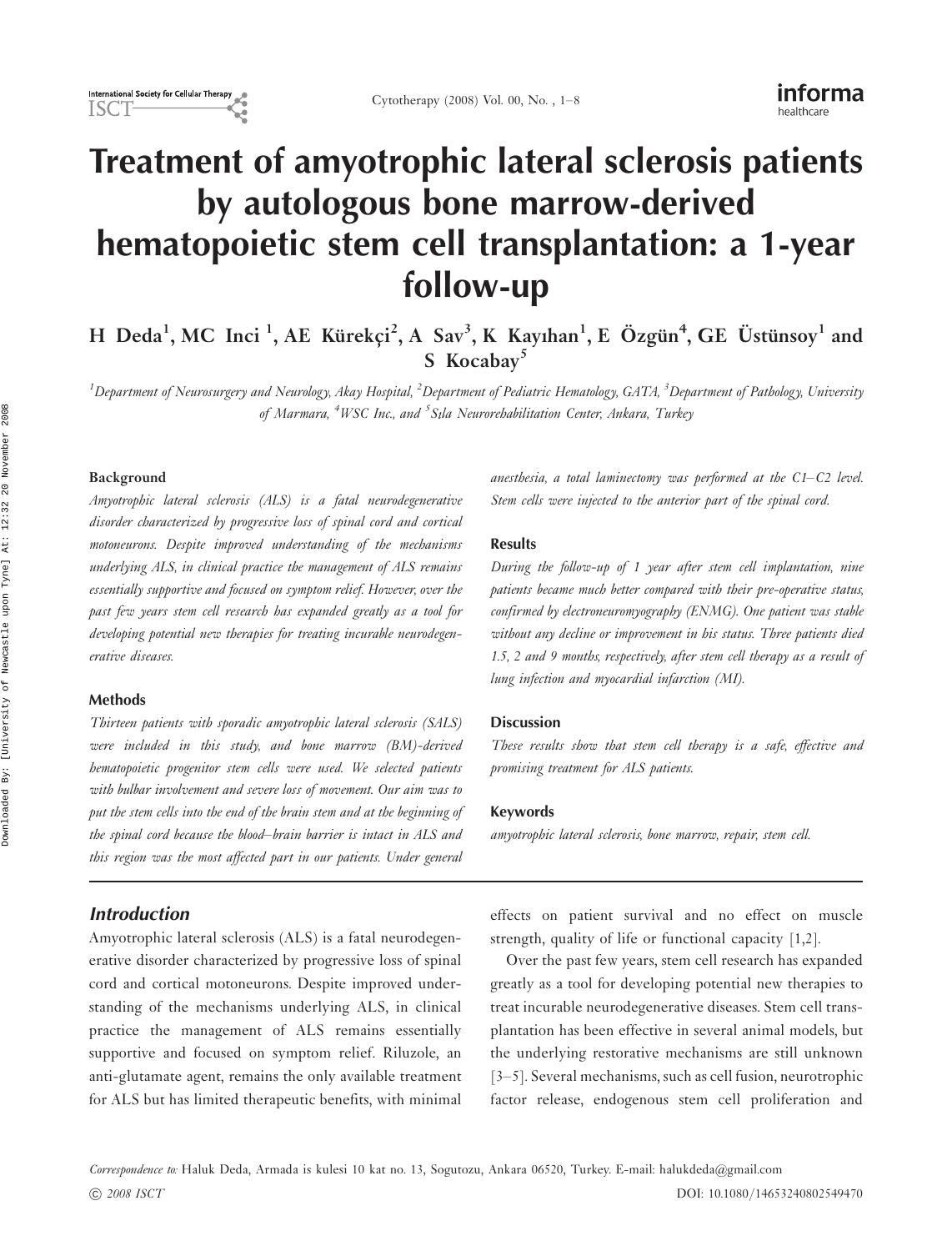# Treatment of amyotrophic lateral sclerosis patients by autologous bone marrow-derived hematopoietic stem cell transplantation: a 1-year follow-up

**H Deda[1], MC Inci [1], AE Kürekçi[2], A Sav[3], K Kayıhan[1], E Özgün[4], GE Üstünsoy[1] and S Kocabay[5]**

[1]*Department of Neurosurgery and Neurology, Akay Hospital,* [2]*Department of Pediatric Hematology, GATA,* [3]*Department of Pathology, University of Marmara,* [4]*WSC Inc., and* [5]*Sıla Neurorehabilitation Center, Ankara, Turkey*

#### Background

*Amyotrophic lateral sclerosis (ALS) is a fatal neurodegenerative disorder characterized by progressive loss of spinal cord and cortical motoneurons. Despite improved understanding of the mechanisms underlying ALS, in clinical practice the management of ALS remains essentially supportive and focused on symptom relief. However, over the past few years stem cell research has expanded greatly as a tool for developing potential new therapies for treating incurable neurodegenerative diseases.*

#### Methods

*Thirteen patients with sporadic amyotrophic lateral sclerosis (SALS) were included in this study, and bone marrow (BM)-derived hematopoietic progenitor stem cells were used. We selected patients with bulbar involvement and severe loss of movement. Our aim was to put the stem cells into the end of the brain stem and at the beginning of the spinal cord because the blood–brain barrier is intact in ALS and this region was the most affected part in our patients. Under general anesthesia, a total laminectomy was performed at the C1–C2 level. Stem cells were injected to the anterior part of the spinal cord.*

#### Results

*During the follow-up of 1 year after stem cell implantation, nine patients became much better compared with their pre-operative status, confirmed by electroneuromyography (ENMG). One patient was stable without any decline or improvement in his status. Three patients died 1.5, 2 and 9 months, respectively, after stem cell therapy as a result of lung infection and myocardial infarction (MI).*

#### Discussion

*These results show that stem cell therapy is a safe, effective and promising treatment for ALS patients.*

#### Keywords

*amyotrophic lateral sclerosis, bone marrow, repair, stem cell.*

## Introduction

Amyotrophic lateral sclerosis (ALS) is a fatal neurodegenerative disorder characterized by progressive loss of spinal cord and cortical motoneurons. Despite improved understanding of the mechanisms underlying ALS, in clinical practice the management of ALS remains essentially supportive and focused on symptom relief. Riluzole, an anti-glutamate agent, remains the only available treatment for ALS but has limited therapeutic benefits, with minimal effects on patient survival and no effect on muscle strength, quality of life or functional capacity [1,2].

Over the past few years, stem cell research has expanded greatly as a tool for developing potential new therapies to treat incurable neurodegenerative diseases. Stem cell transplantation has been effective in several animal models, but the underlying restorative mechanisms are still unknown [3–5]. Several mechanisms, such as cell fusion, neurotrophic factor release, endogenous stem cell proliferation and

*Correspondence to:* Haluk Deda, Armada is kulesi 10 kat no. 13, Sogutozu, Ankara 06520, Turkey. E-mail: halukdeda@gmail.com

© 2008 ISCT

DOI: 10.1080/14653240802549470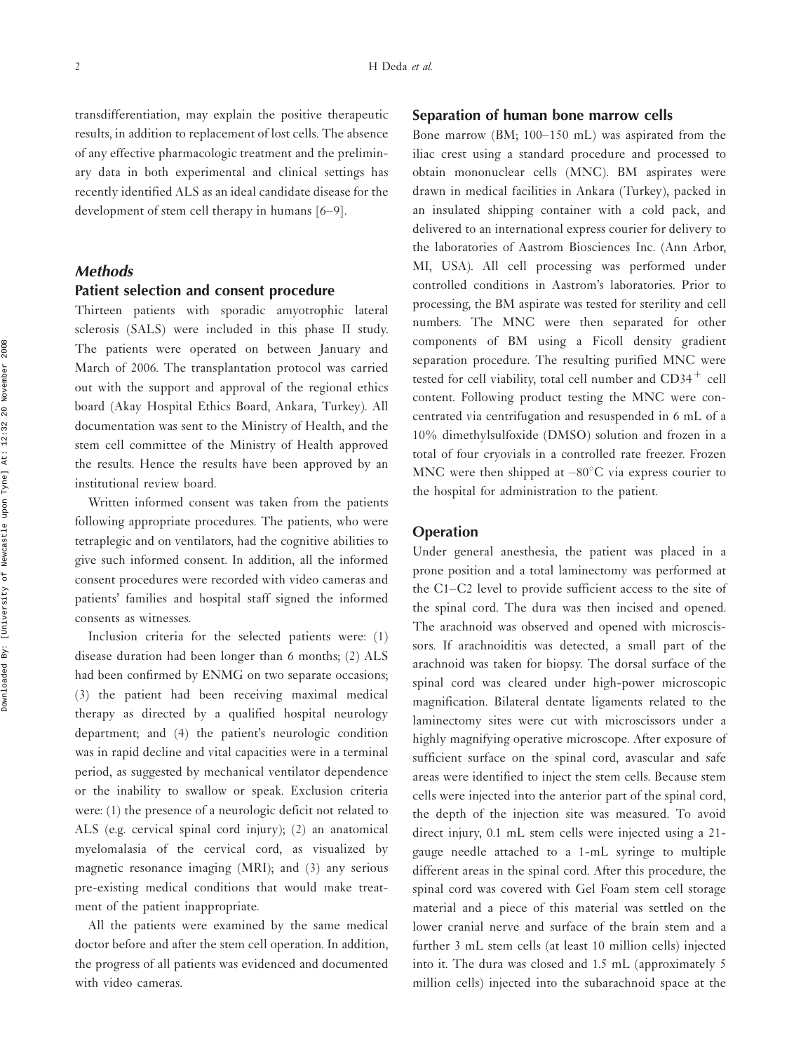transdifferentiation, may explain the positive therapeutic results, in addition to replacement of lost cells. The absence of any effective pharmacologic treatment and the preliminary data in both experimental and clinical settings has recently identified ALS as an ideal candidate disease for the development of stem cell therapy in humans [6–9].

## *Methods*

### Patient selection and consent procedure

Thirteen patients with sporadic amyotrophic lateral sclerosis (SALS) were included in this phase II study. The patients were operated on between January and March of 2006. The transplantation protocol was carried out with the support and approval of the regional ethics board (Akay Hospital Ethics Board, Ankara, Turkey). All documentation was sent to the Ministry of Health, and the stem cell committee of the Ministry of Health approved the results. Hence the results have been approved by an institutional review board.

Written informed consent was taken from the patients following appropriate procedures. The patients, who were tetraplegic and on ventilators, had the cognitive abilities to give such informed consent. In addition, all the informed consent procedures were recorded with video cameras and patients' families and hospital staff signed the informed consents as witnesses.

Inclusion criteria for the selected patients were: (1) disease duration had been longer than 6 months; (2) ALS had been confirmed by ENMG on two separate occasions; (3) the patient had been receiving maximal medical therapy as directed by a qualified hospital neurology department; and (4) the patient's neurologic condition was in rapid decline and vital capacities were in a terminal period, as suggested by mechanical ventilator dependence or the inability to swallow or speak. Exclusion criteria were: (1) the presence of a neurologic deficit not related to ALS (e.g. cervical spinal cord injury); (2) an anatomical myelomalasia of the cervical cord, as visualized by magnetic resonance imaging (MRI); and (3) any serious pre-existing medical conditions that would make treatment of the patient inappropriate.

All the patients were examined by the same medical doctor before and after the stem cell operation. In addition, the progress of all patients was evidenced and documented with video cameras.

### Separation of human bone marrow cells

Bone marrow (BM; 100–150 mL) was aspirated from the iliac crest using a standard procedure and processed to obtain mononuclear cells (MNC). BM aspirates were drawn in medical facilities in Ankara (Turkey), packed in an insulated shipping container with a cold pack, and delivered to an international express courier for delivery to the laboratories of Aastrom Biosciences Inc. (Ann Arbor, MI, USA). All cell processing was performed under controlled conditions in Aastrom's laboratories. Prior to processing, the BM aspirate was tested for sterility and cell numbers. The MNC were then separated for other components of BM using a Ficoll density gradient separation procedure. The resulting purified MNC were tested for cell viability, total cell number and $CD34^{+}$ cell content. Following product testing the MNC were concentrated via centrifugation and resuspended in 6 mL of a 10% dimethylsulfoxide (DMSO) solution and frozen in a total of four cryovials in a controlled rate freezer. Frozen MNC were then shipped at –80°C via express courier to the hospital for administration to the patient.

### Operation

Under general anesthesia, the patient was placed in a prone position and a total laminectomy was performed at the C1–C2 level to provide sufficient access to the site of the spinal cord. The dura was then incised and opened. The arachnoid was observed and opened with microscissors. If arachnoiditis was detected, a small part of the arachnoid was taken for biopsy. The dorsal surface of the spinal cord was cleared under high-power microscopic magnification. Bilateral dentate ligaments related to the laminectomy sites were cut with microscissors under a highly magnifying operative microscope. After exposure of sufficient surface on the spinal cord, avascular and safe areas were identified to inject the stem cells. Because stem cells were injected into the anterior part of the spinal cord, the depth of the injection site was measured. To avoid direct injury, 0.1 mL stem cells were injected using a 21-gauge needle attached to a 1-mL syringe to multiple different areas in the spinal cord. After this procedure, the spinal cord was covered with Gel Foam stem cell storage material and a piece of this material was settled on the lower cranial nerve and surface of the brain stem and a further 3 mL stem cells (at least 10 million cells) injected into it. The dura was closed and 1.5 mL (approximately 5 million cells) injected into the subarachnoid space at the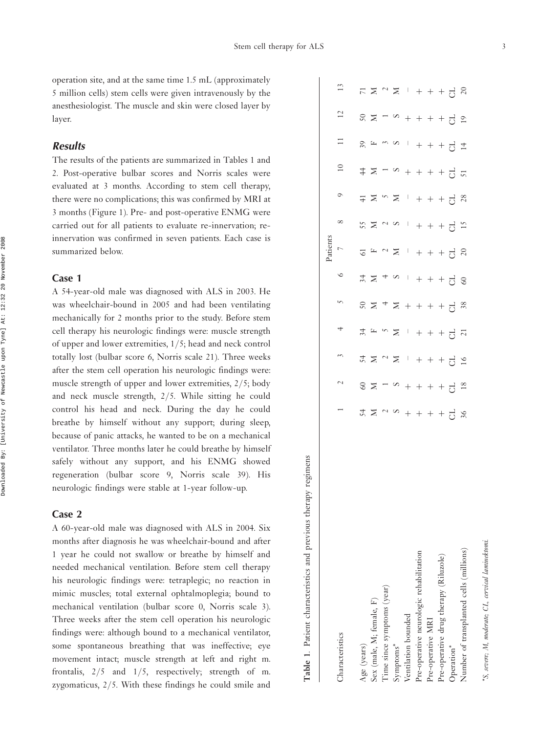operation site, and at the same time 1.5 mL (approximately 5 million cells) stem cells were given intravenously by the anesthesiologist. The muscle and skin were closed layer by layer.

## Results

The results of the patients are summarized in Tables 1 and 2. Post-operative bulbar scores and Norris scales were evaluated at 3 months. According to stem cell therapy, there were no complications; this was confirmed by MRI at 3 months (Figure 1). Pre- and post-operative ENMG were carried out for all patients to evaluate re-innervation; re-innervation was confirmed in seven patients. Each case is summarized below.

### Case 1

A 54-year-old male was diagnosed with ALS in 2003. He was wheelchair-bound in 2005 and had been ventilating mechanically for 2 months prior to the study. Before stem cell therapy his neurologic findings were: muscle strength of upper and lower extremities, 1/5; head and neck control totally lost (bulbar score 6, Norris scale 21). Three weeks after the stem cell operation his neurologic findings were: muscle strength of upper and lower extremities, 2/5; body and neck muscle strength, 2/5. While sitting he could control his head and neck. During the day he could breathe by himself without any support; during sleep, because of panic attacks, he wanted to be on a mechanical ventilator. Three months later he could breathe by himself safely without any support, and his ENMG showed regeneration (bulbar score 9, Norris scale 39). His neurologic findings were stable at 1-year follow-up.

### Case 2

A 60-year-old male was diagnosed with ALS in 2004. Six months after diagnosis he was wheelchair-bound and after 1 year he could not swallow or breathe by himself and needed mechanical ventilation. Before stem cell therapy his neurologic findings were: tetraplegic; no reaction in mimic muscles; total external ophtalmoplegia; bound to mechanical ventilation (bulbar score 0, Norris scale 3). Three weeks after the stem cell operation his neurologic findings were: although bound to a mechanical ventilator, some spontaneous breathing that was ineffective; eye movement intact; muscle strength at left and right m. frontalis, 2/5 and 1/5, respectively; strength of m. zygomaticus, 2/5. With these findings he could smile and

**Table 1.** Patient characteristics and previous therapy regimens

| Characteristics | Patients | | | | | | | | | | | | |
|---|---|---|---|---|---|---|---|---|---|---|---|---|---|
| | 1 | 2 | 3 | 4 | 5 | 6 | 7 | 8 | 9 | 10 | 11 | 12 | 13 |
| Age (years) | 54 | 60 | 54 | 34 | 50 | 34 | 61 | 55 | 41 | 44 | 39 | 50 | 71 |
| Sex (male, M; female, F) | M | M | M | F | M | M | F | M | M | M | F | M | M |
| Time since symptoms (year) | 2 | 1 | 2 | 5 | 4 | 4 | 2 | 2 | 5 | 1 | 3 | 1 | 2 |
| Symptoms* | S | S | M | M | M | S | M | S | M | S | S | S | M |
| Ventilation bounded | + | + | – | – | + | – | – | – | – | + | – | + | – |
| Pre-operative neurologic rehabilitation | + | + | + | + | + | + | + | + | + | + | + | + | + |
| Pre-operative MRI | + | + | + | + | + | + | + | + | + | + | + | + | + |
| Pre-operative drug therapy (Riluzole) | + | + | + | + | + | + | + | + | + | + | + | + | + |
| Operation* | CL | CL | CL | CL | CL | CL | CL | CL | CL | CL | CL | CL | CL |
| Number of transplanted cells (millions) | 36 | 18 | 16 | 21 | 38 | 60 | 20 | 15 | 28 | 51 | 14 | 19 | 20 |

*S, severe; M, moderate; CL, cervical laminektomi.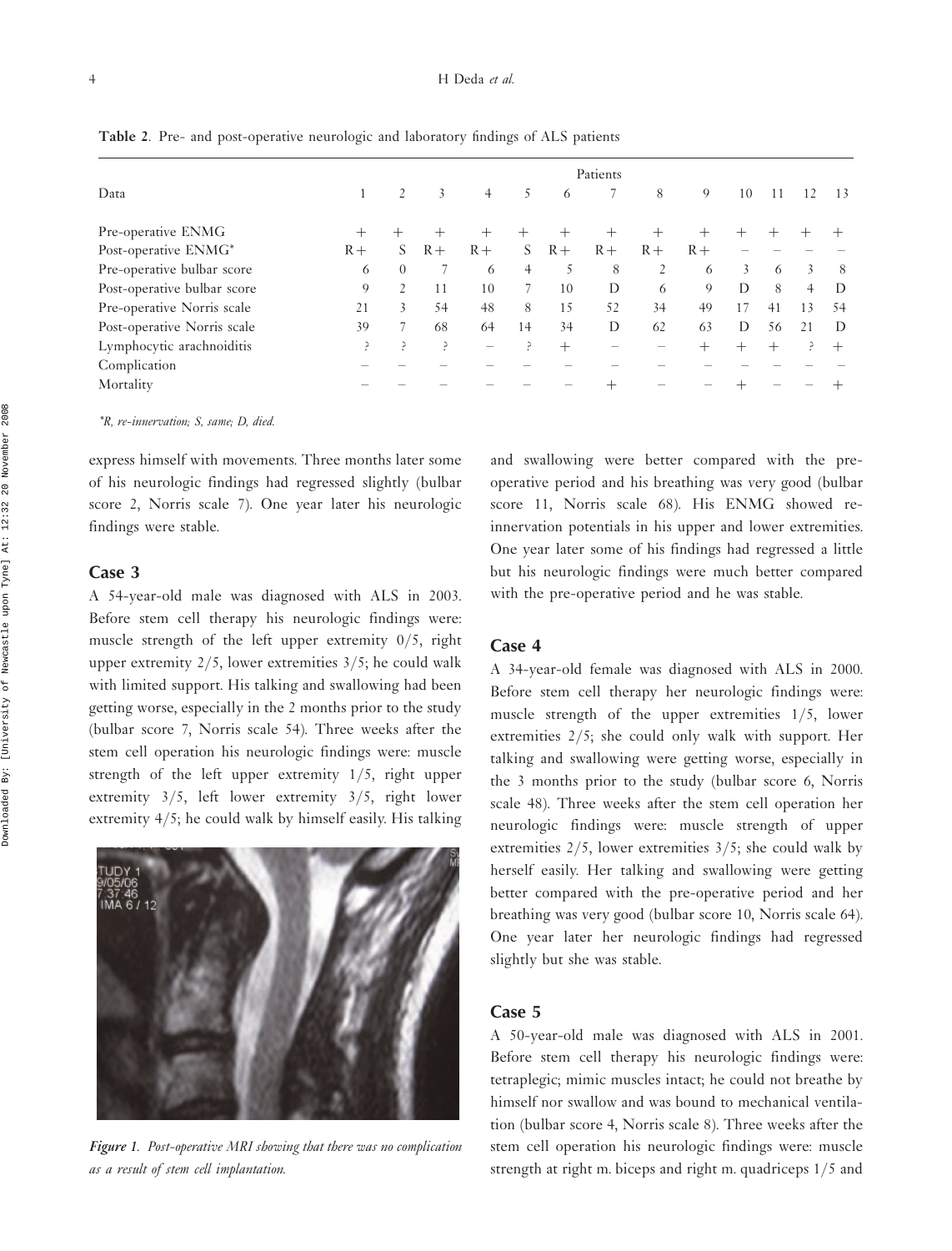**Table 2.** Pre- and post-operative neurologic and laboratory findings of ALS patients

| Data | Patients | | | | | | | | | | | | |
|---|---|---|---|---|---|---|---|---|---|---|---|---|---|
| | 1 | 2 | 3 | 4 | 5 | 6 | 7 | 8 | 9 | 10 | 11 | 12 | 13 |
| Pre-operative ENMG | + | + | + | + | + | + | + | + | + | + | + | + | + |
| Post-operative ENMG* | R+ | S | R+ | R+ | S | R+ | R+ | R+ | R+ | – | – | – | – |
| Pre-operative bulbar score | 6 | 0 | 7 | 6 | 4 | 5 | 8 | 2 | 6 | 3 | 6 | 3 | 8 |
| Post-operative bulbar score | 9 | 2 | 11 | 10 | 7 | 10 | D | 6 | 9 | D | 8 | 4 | D |
| Pre-operative Norris scale | 21 | 3 | 54 | 48 | 8 | 15 | 52 | 34 | 49 | 17 | 41 | 13 | 54 |
| Post-operative Norris scale | 39 | 7 | 68 | 64 | 14 | 34 | D | 62 | 63 | D | 56 | 21 | D |
| Lymphocytic arachnoiditis | ? | ? | ? | – | ? | + | – | – | + | + | + | ? | + |
| Complication | – | – | – | – | – | – | – | – | – | – | – | – | – |
| Mortality | – | – | – | – | – | – | + | – | – | + | – | – | + |

*R, re-innervation; S, same; D, died.*

express himself with movements. Three months later some of his neurologic findings had regressed slightly (bulbar score 2, Norris scale 7). One year later his neurologic findings were stable.

## Case 3

A 54-year-old male was diagnosed with ALS in 2003. Before stem cell therapy his neurologic findings were: muscle strength of the left upper extremity 0/5, right upper extremity 2/5, lower extremities 3/5; he could walk with limited support. His talking and swallowing had been getting worse, especially in the 2 months prior to the study (bulbar score 7, Norris scale 54). Three weeks after the stem cell operation his neurologic findings were: muscle strength of the left upper extremity 1/5, right upper extremity 3/5, left lower extremity 3/5, right lower extremity 4/5; he could walk by himself easily. His talking and swallowing were better compared with the pre-operative period and his breathing was very good (bulbar score 11, Norris scale 68). His ENMG showed re-innervation potentials in his upper and lower extremities. One year later some of his findings had regressed a little but his neurologic findings were much better compared with the pre-operative period and he was stable.

*Figure 1. Post-operative MRI showing that there was no complication as a result of stem cell implantation.*

## Case 4

A 34-year-old female was diagnosed with ALS in 2000. Before stem cell therapy her neurologic findings were: muscle strength of the upper extremities 1/5, lower extremities 2/5; she could only walk with support. Her talking and swallowing were getting worse, especially in the 3 months prior to the study (bulbar score 6, Norris scale 48). Three weeks after the stem cell operation her neurologic findings were: muscle strength of upper extremities 2/5, lower extremities 3/5; she could walk by herself easily. Her talking and swallowing were getting better compared with the pre-operative period and her breathing was very good (bulbar score 10, Norris scale 64). One year later her neurologic findings had regressed slightly but she was stable.

## Case 5

A 50-year-old male was diagnosed with ALS in 2001. Before stem cell therapy his neurologic findings were: tetraplegic; mimic muscles intact; he could not breathe by himself nor swallow and was bound to mechanical ventilation (bulbar score 4, Norris scale 8). Three weeks after the stem cell operation his neurologic findings were: muscle strength at right m. biceps and right m. quadriceps 1/5 and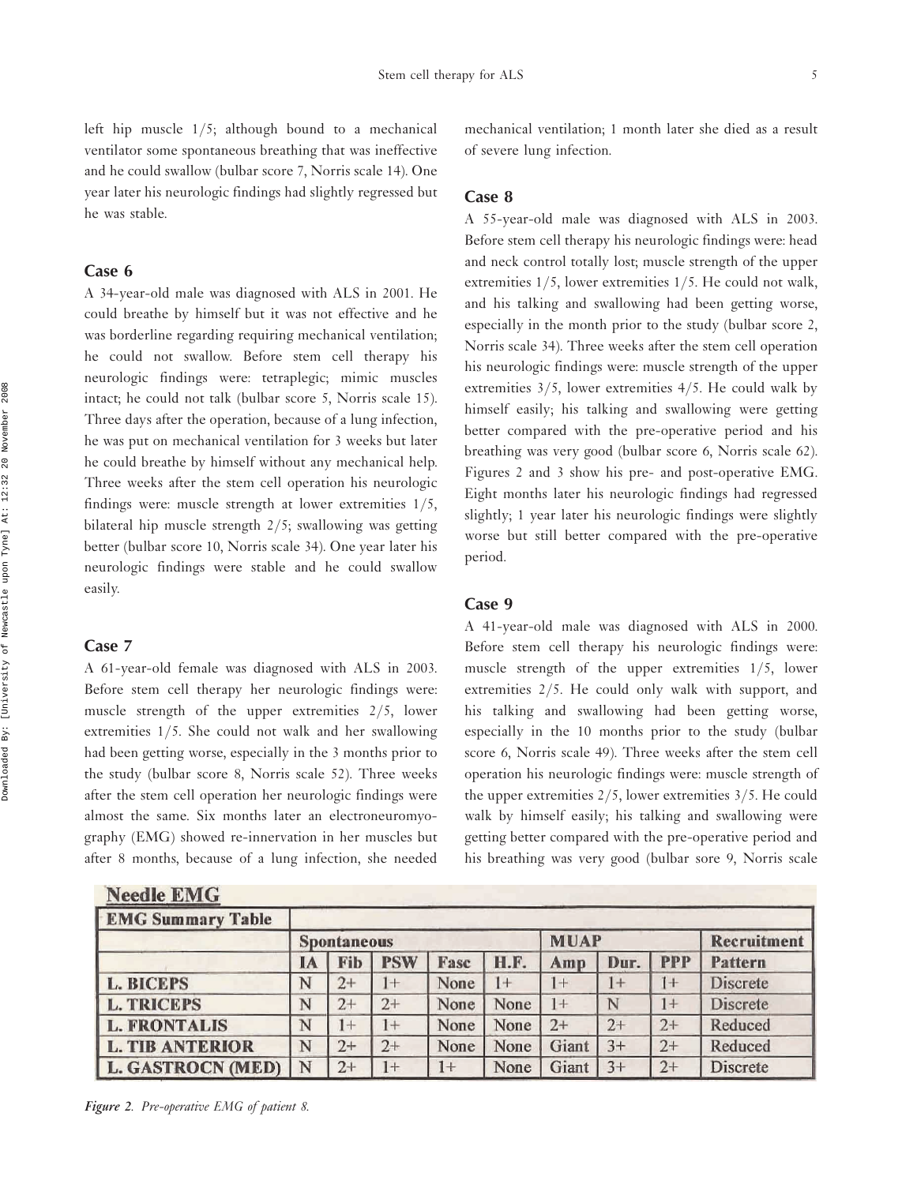left hip muscle 1/5; although bound to a mechanical ventilator some spontaneous breathing that was ineffective and he could swallow (bulbar score 7, Norris scale 14). One year later his neurologic findings had slightly regressed but he was stable.

### Case 6

A 34-year-old male was diagnosed with ALS in 2001. He could breathe by himself but it was not effective and he was borderline regarding requiring mechanical ventilation; he could not swallow. Before stem cell therapy his neurologic findings were: tetraplegic; mimic muscles intact; he could not talk (bulbar score 5, Norris scale 15). Three days after the operation, because of a lung infection, he was put on mechanical ventilation for 3 weeks but later he could breathe by himself without any mechanical help. Three weeks after the stem cell operation his neurologic findings were: muscle strength at lower extremities 1/5, bilateral hip muscle strength 2/5; swallowing was getting better (bulbar score 10, Norris scale 34). One year later his neurologic findings were stable and he could swallow easily.

### Case 7

A 61-year-old female was diagnosed with ALS in 2003. Before stem cell therapy her neurologic findings were: muscle strength of the upper extremities 2/5, lower extremities 1/5. She could not walk and her swallowing had been getting worse, especially in the 3 months prior to the study (bulbar score 8, Norris scale 52). Three weeks after the stem cell operation her neurologic findings were almost the same. Six months later an electroneuromyography (EMG) showed re-innervation in her muscles but after 8 months, because of a lung infection, she needed mechanical ventilation; 1 month later she died as a result of severe lung infection.

### Case 8

A 55-year-old male was diagnosed with ALS in 2003. Before stem cell therapy his neurologic findings were: head and neck control totally lost; muscle strength of the upper extremities 1/5, lower extremities 1/5. He could not walk, and his talking and swallowing had been getting worse, especially in the month prior to the study (bulbar score 2, Norris scale 34). Three weeks after the stem cell operation his neurologic findings were: muscle strength of the upper extremities 3/5, lower extremities 4/5. He could walk by himself easily; his talking and swallowing were getting better compared with the pre-operative period and his breathing was very good (bulbar score 6, Norris scale 62). Figures 2 and 3 show his pre- and post-operative EMG. Eight months later his neurologic findings had regressed slightly; 1 year later his neurologic findings were slightly worse but still better compared with the pre-operative period.

### Case 9

A 41-year-old male was diagnosed with ALS in 2000. Before stem cell therapy his neurologic findings were: muscle strength of the upper extremities 1/5, lower extremities 2/5. He could only walk with support, and his talking and swallowing had been getting worse, especially in the 10 months prior to the study (bulbar score 6, Norris scale 49). Three weeks after the stem cell operation his neurologic findings were: muscle strength of the upper extremities 2/5, lower extremities 3/5. He could walk by himself easily; his talking and swallowing were getting better compared with the pre-operative period and his breathing was very good (bulbar sore 9, Norris scale

**Needle EMG**

| EMG Summary Table | Spontaneous | | | | | MUAP | | | Recruitment |
|---|---|---|---|---|---|---|---|---|---|
| | IA | Fib | PSW | Fasc | H.F. | Amp | Dur. | PPP | Pattern |
| L. BICEPS | N | 2+ | 1+ | None | 1+ | 1+ | 1+ | 1+ | Discrete |
| L. TRICEPS | N | 2+ | 2+ | None | None | 1+ | N | 1+ | Discrete |
| L. FRONTALIS | N | 1+ | 1+ | None | None | 2+ | 2+ | 2+ | Reduced |
| L. TIB ANTERIOR | N | 2+ | 2+ | None | None | Giant | 3+ | 2+ | Reduced |
| L. GASTROCN (MED) | N | 2+ | 1+ | 1+ | None | Giant | 3+ | 2+ | Discrete |

*Figure 2. Pre-operative EMG of patient 8.*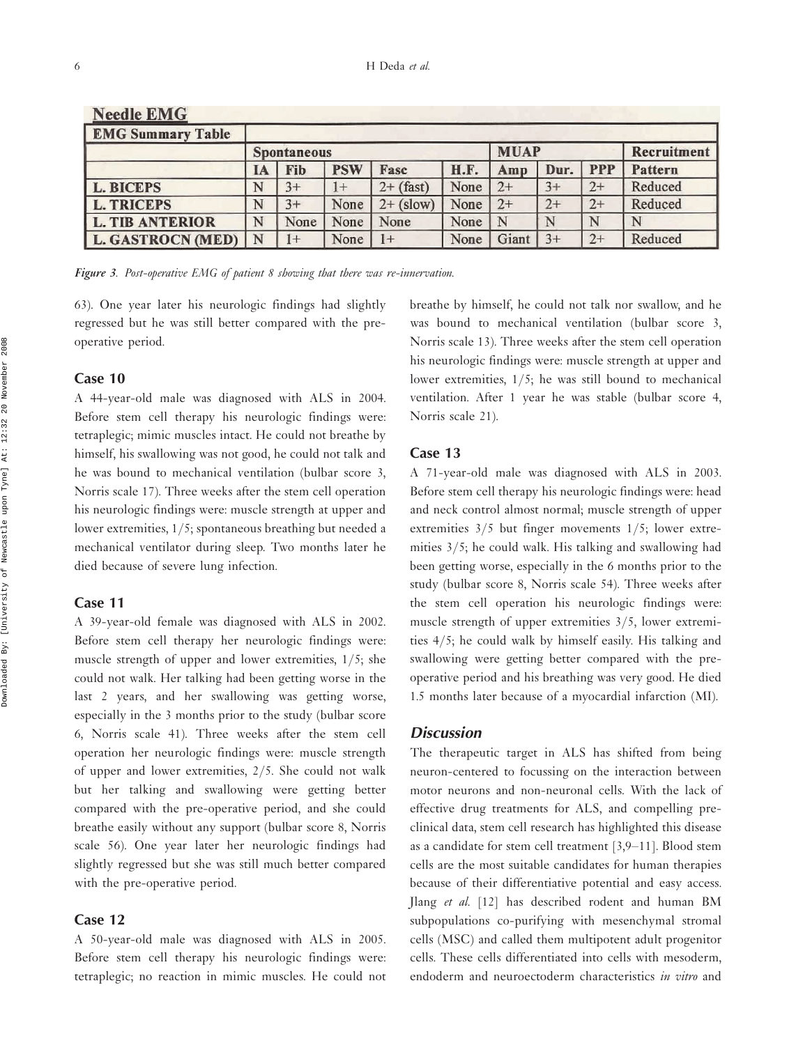**Needle EMG**

| EMG Summary Table | Spontaneous | | | | | MUAP | | | Recruitment |
|---|---|---|---|---|---|---|---|---|---|
| | IA | Fib | PSW | Fasc | H.F. | Amp | Dur. | PPP | Pattern |
| L. BICEPS | N | 3+ | 1+ | 2+ (fast) | None | 2+ | 3+ | 2+ | Reduced |
| L. TRICEPS | N | 3+ | None | 2+ (slow) | None | 2+ | 2+ | 2+ | Reduced |
| L. TIB ANTERIOR | N | None | None | None | None | N | N | N | N |
| L. GASTROCN (MED) | N | 1+ | None | 1+ | None | Giant | 3+ | 2+ | Reduced |

*Figure 3. Post-operative EMG of patient 8 showing that there was re-innervation.*

63). One year later his neurologic findings had slightly regressed but he was still better compared with the pre-operative period.

### Case 10

A 44-year-old male was diagnosed with ALS in 2004. Before stem cell therapy his neurologic findings were: tetraplegic; mimic muscles intact. He could not breathe by himself, his swallowing was not good, he could not talk and he was bound to mechanical ventilation (bulbar score 3, Norris scale 17). Three weeks after the stem cell operation his neurologic findings were: muscle strength at upper and lower extremities, 1/5; spontaneous breathing but needed a mechanical ventilator during sleep. Two months later he died because of severe lung infection.

### Case 11

A 39-year-old female was diagnosed with ALS in 2002. Before stem cell therapy her neurologic findings were: muscle strength of upper and lower extremities, 1/5; she could not walk. Her talking had been getting worse in the last 2 years, and her swallowing was getting worse, especially in the 3 months prior to the study (bulbar score 6, Norris scale 41). Three weeks after the stem cell operation her neurologic findings were: muscle strength of upper and lower extremities, 2/5. She could not walk but her talking and swallowing were getting better compared with the pre-operative period, and she could breathe easily without any support (bulbar score 8, Norris scale 56). One year later her neurologic findings had slightly regressed but she was still much better compared with the pre-operative period.

### Case 12

A 50-year-old male was diagnosed with ALS in 2005. Before stem cell therapy his neurologic findings were: tetraplegic; no reaction in mimic muscles. He could not breathe by himself, he could not talk nor swallow, and he was bound to mechanical ventilation (bulbar score 3, Norris scale 13). Three weeks after the stem cell operation his neurologic findings were: muscle strength at upper and lower extremities, 1/5; he was still bound to mechanical ventilation. After 1 year he was stable (bulbar score 4, Norris scale 21).

### Case 13

A 71-year-old male was diagnosed with ALS in 2003. Before stem cell therapy his neurologic findings were: head and neck control almost normal; muscle strength of upper extremities 3/5 but finger movements 1/5; lower extremities 3/5; he could walk. His talking and swallowing had been getting worse, especially in the 6 months prior to the study (bulbar score 8, Norris scale 54). Three weeks after the stem cell operation his neurologic findings were: muscle strength of upper extremities 3/5, lower extremities 4/5; he could walk by himself easily. His talking and swallowing were getting better compared with the pre-operative period and his breathing was very good. He died 1.5 months later because of a myocardial infarction (MI).

## Discussion

The therapeutic target in ALS has shifted from being neuron-centered to focussing on the interaction between motor neurons and non-neuronal cells. With the lack of effective drug treatments for ALS, and compelling pre-clinical data, stem cell research has highlighted this disease as a candidate for stem cell treatment [3,9–11]. Blood stem cells are the most suitable candidates for human therapies because of their differentiative potential and easy access. Jlang *et al.* [12] has described rodent and human BM subpopulations co-purifying with mesenchymal stromal cells (MSC) and called them multipotent adult progenitor cells. These cells differentiated into cells with mesoderm, endoderm and neuroectoderm characteristics *in vitro* and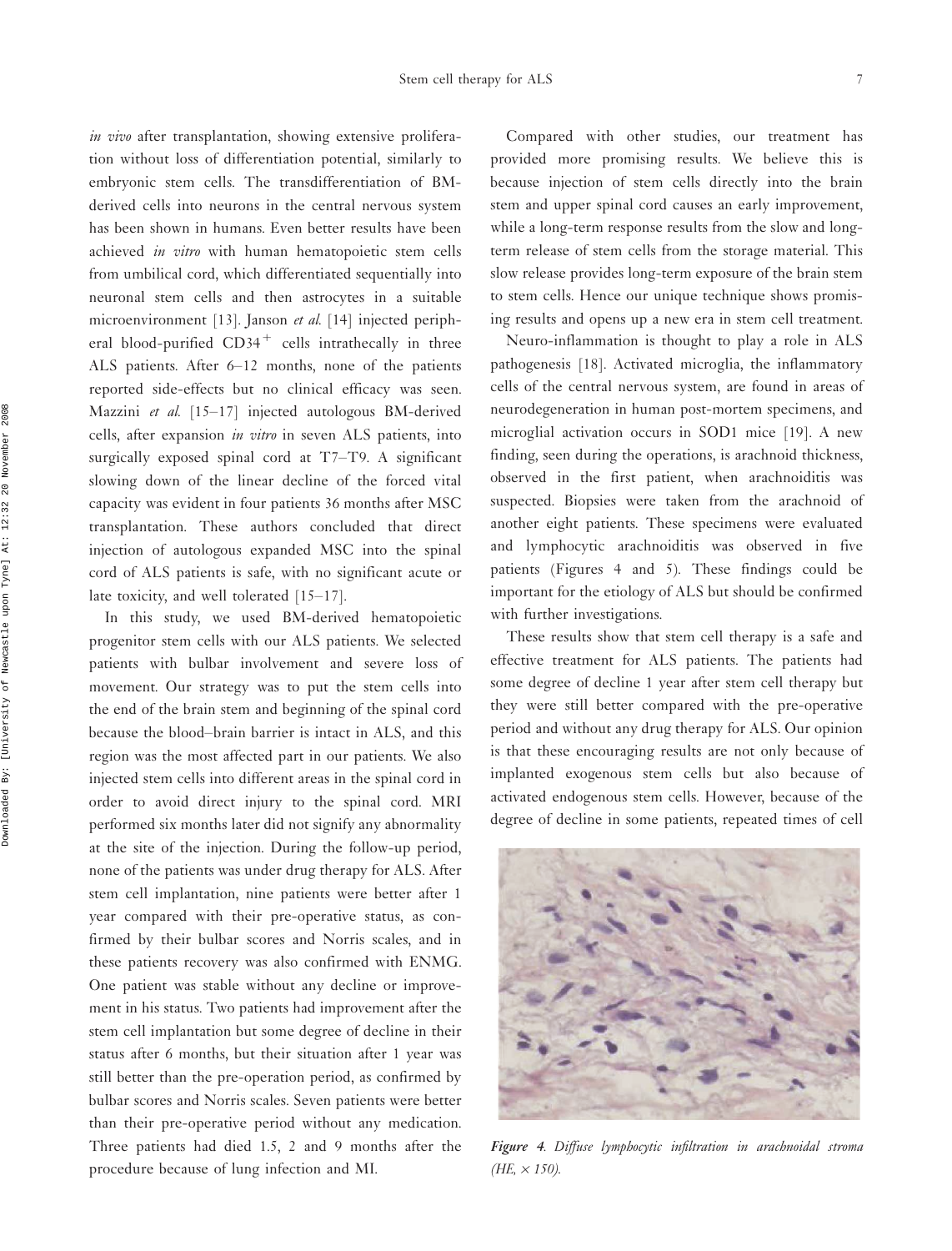*in vivo* after transplantation, showing extensive proliferation without loss of differentiation potential, similarly to embryonic stem cells. The transdifferentiation of BM-derived cells into neurons in the central nervous system has been shown in humans. Even better results have been achieved *in vitro* with human hematopoietic stem cells from umbilical cord, which differentiated sequentially into neuronal stem cells and then astrocytes in a suitable microenvironment [13]. Janson *et al.* [14] injected peripheral blood-purified $CD34^{+}$ cells intrathecally in three ALS patients. After 6–12 months, none of the patients reported side-effects but no clinical efficacy was seen. Mazzini *et al.* [15–17] injected autologous BM-derived cells, after expansion *in vitro* in seven ALS patients, into surgically exposed spinal cord at T7–T9. A significant slowing down of the linear decline of the forced vital capacity was evident in four patients 36 months after MSC transplantation. These authors concluded that direct injection of autologous expanded MSC into the spinal cord of ALS patients is safe, with no significant acute or late toxicity, and well tolerated [15–17].

In this study, we used BM-derived hematopoietic progenitor stem cells with our ALS patients. We selected patients with bulbar involvement and severe loss of movement. Our strategy was to put the stem cells into the end of the brain stem and beginning of the spinal cord because the blood–brain barrier is intact in ALS, and this region was the most affected part in our patients. We also injected stem cells into different areas in the spinal cord in order to avoid direct injury to the spinal cord. MRI performed six months later did not signify any abnormality at the site of the injection. During the follow-up period, none of the patients was under drug therapy for ALS. After stem cell implantation, nine patients were better after 1 year compared with their pre-operative status, as confirmed by their bulbar scores and Norris scales, and in these patients recovery was also confirmed with ENMG. One patient was stable without any decline or improvement in his status. Two patients had improvement after the stem cell implantation but some degree of decline in their status after 6 months, but their situation after 1 year was still better than the pre-operation period, as confirmed by bulbar scores and Norris scales. Seven patients were better than their pre-operative period without any medication. Three patients had died 1.5, 2 and 9 months after the procedure because of lung infection and MI.

Compared with other studies, our treatment has provided more promising results. We believe this is because injection of stem cells directly into the brain stem and upper spinal cord causes an early improvement, while a long-term response results from the slow and long-term release of stem cells from the storage material. This slow release provides long-term exposure of the brain stem to stem cells. Hence our unique technique shows promising results and opens up a new era in stem cell treatment.

Neuro-inflammation is thought to play a role in ALS pathogenesis [18]. Activated microglia, the inflammatory cells of the central nervous system, are found in areas of neurodegeneration in human post-mortem specimens, and microglial activation occurs in SOD1 mice [19]. A new finding, seen during the operations, is arachnoid thickness, observed in the first patient, when arachnoiditis was suspected. Biopsies were taken from the arachnoid of another eight patients. These specimens were evaluated and lymphocytic arachnoiditis was observed in five patients (Figures 4 and 5). These findings could be important for the etiology of ALS but should be confirmed with further investigations.

These results show that stem cell therapy is a safe and effective treatment for ALS patients. The patients had some degree of decline 1 year after stem cell therapy but they were still better compared with the pre-operative period and without any drug therapy for ALS. Our opinion is that these encouraging results are not only because of implanted exogenous stem cells but also because of activated endogenous stem cells. However, because of the degree of decline in some patients, repeated times of cell

***Figure 4.*** *Diffuse lymphocytic infiltration in arachnoidal stroma (HE, × 150).*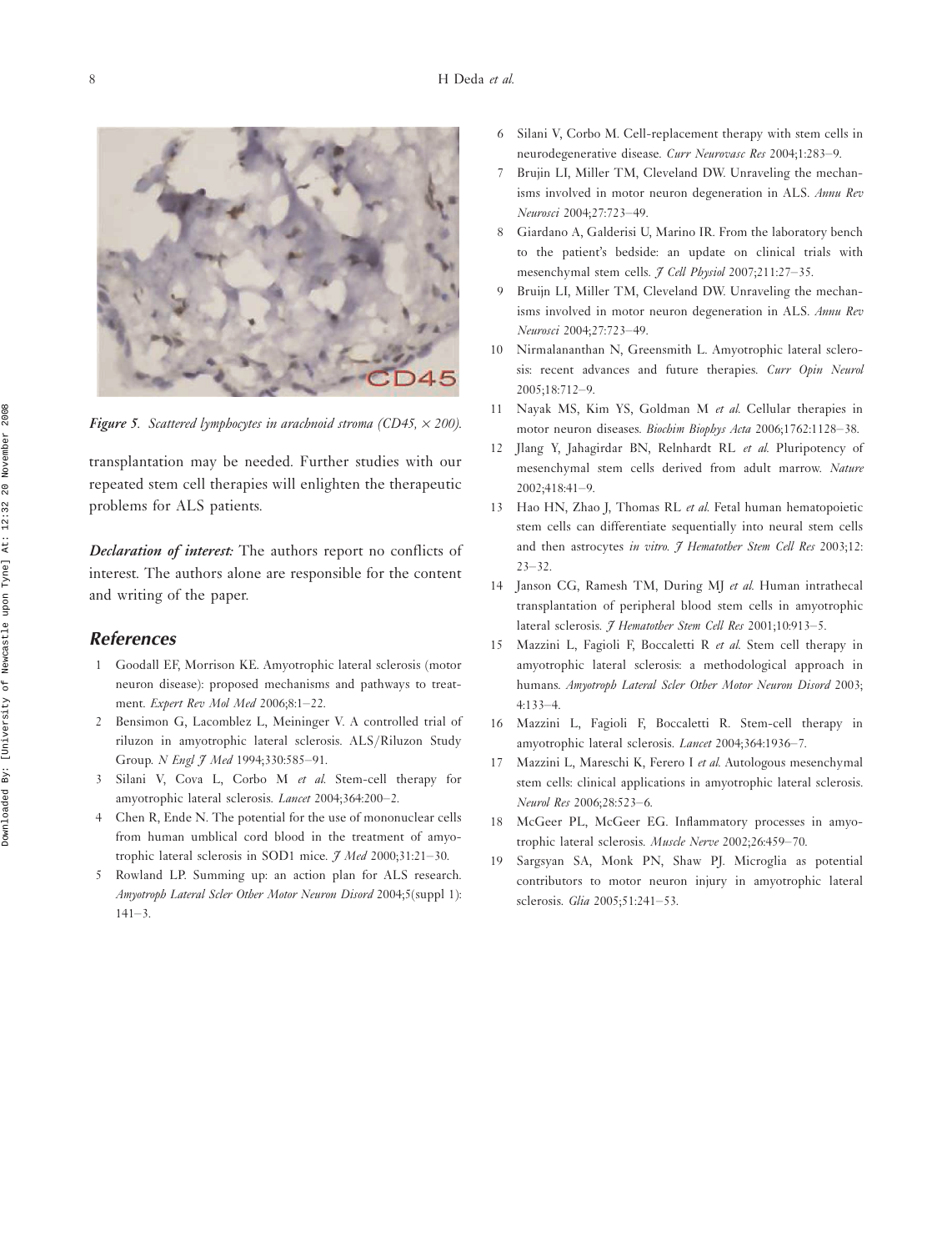*Figure 5. Scattered lymphocytes in arachnoid stroma (CD45, × 200).*

transplantation may be needed. Further studies with our repeated stem cell therapies will enlighten the therapeutic problems for ALS patients.

***Declaration of interest:*** The authors report no conflicts of interest. The authors alone are responsible for the content and writing of the paper.

## References

1. Goodall EF, Morrison KE. Amyotrophic lateral sclerosis (motor neuron disease): proposed mechanisms and pathways to treatment. *Expert Rev Mol Med* 2006;8:1–22.
2. Bensimon G, Lacomblez L, Meininger V. A controlled trial of riluzon in amyotrophic lateral sclerosis. ALS/Riluzon Study Group. *N Engl J Med* 1994;330:585–91.
3. Silani V, Cova L, Corbo M *et al.* Stem-cell therapy for amyotrophic lateral sclerosis. *Lancet* 2004;364:200–2.
4. Chen R, Ende N. The potential for the use of mononuclear cells from human umblical cord blood in the treatment of amyotrophic lateral sclerosis in SOD1 mice. *J Med* 2000;31:21–30.
5. Rowland LP. Summing up: an action plan for ALS research. *Amyotroph Lateral Scler Other Motor Neuron Disord* 2004;5(suppl 1): 141–3.
6. Silani V, Corbo M. Cell-replacement therapy with stem cells in neurodegenerative disease. *Curr Neurovasc Res* 2004;1:283–9.
7. Brujin LI, Miller TM, Cleveland DW. Unraveling the mechanisms involved in motor neuron degeneration in ALS. *Annu Rev Neurosci* 2004;27:723–49.
8. Giardano A, Galderisi U, Marino IR. From the laboratory bench to the patient's bedside: an update on clinical trials with mesenchymal stem cells. *J Cell Physiol* 2007;211:27–35.
9. Bruijn LI, Miller TM, Cleveland DW. Unraveling the mechanisms involved in motor neuron degeneration in ALS. *Annu Rev Neurosci* 2004;27:723–49.
10. Nirmalananthan N, Greensmith L. Amyotrophic lateral sclerosis: recent advances and future therapies. *Curr Opin Neurol* 2005;18:712–9.
11. Nayak MS, Kim YS, Goldman M *et al.* Cellular therapies in motor neuron diseases. *Biochim Biophys Acta* 2006;1762:1128–38.
12. Jlang Y, Jahagirdar BN, Relnhardt RL *et al.* Pluripotency of mesenchymal stem cells derived from adult marrow. *Nature* 2002;418:41–9.
13. Hao HN, Zhao J, Thomas RL *et al.* Fetal human hematopoietic stem cells can differentiate sequentially into neural stem cells and then astrocytes *in vitro*. *J Hematother Stem Cell Res* 2003;12: 23–32.
14. Janson CG, Ramesh TM, During MJ *et al.* Human intrathecal transplantation of peripheral blood stem cells in amyotrophic lateral sclerosis. *J Hematother Stem Cell Res* 2001;10:913–5.
15. Mazzini L, Fagioli F, Boccaletti R *et al.* Stem cell therapy in amyotrophic lateral sclerosis: a methodological approach in humans. *Amyotroph Lateral Scler Other Motor Neuron Disord* 2003; 4:133–4.
16. Mazzini L, Fagioli F, Boccaletti R. Stem-cell therapy in amyotrophic lateral sclerosis. *Lancet* 2004;364:1936–7.
17. Mazzini L, Mareschi K, Ferero I *et al.* Autologous mesenchymal stem cells: clinical applications in amyotrophic lateral sclerosis. *Neurol Res* 2006;28:523–6.
18. McGeer PL, McGeer EG. Inflammatory processes in amyotrophic lateral sclerosis. *Muscle Nerve* 2002;26:459–70.
19. Sargsyan SA, Monk PN, Shaw PJ. Microglia as potential contributors to motor neuron injury in amyotrophic lateral sclerosis. *Glia* 2005;51:241–53.